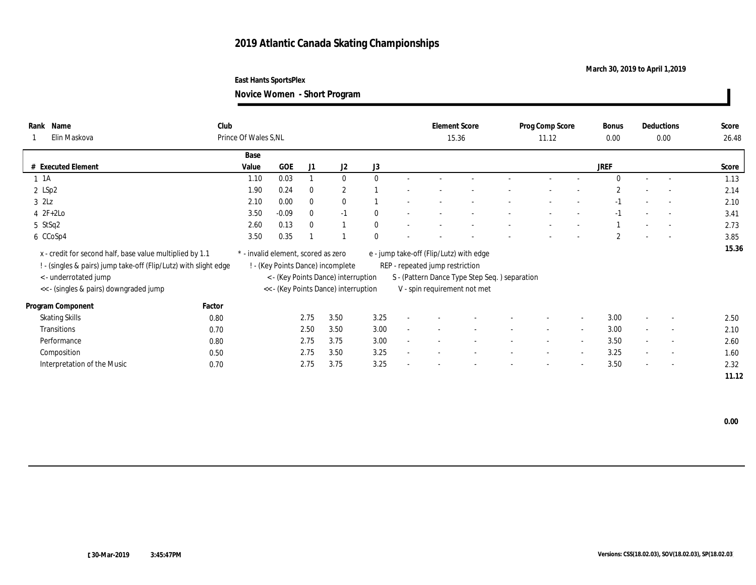# 2019 Atlantic Canada Skating Championships

**March 30, 2019 to April 1,2019**

**East Hants SportsPlex**

## Novice Women - Short Program

| Rank | Name | Club | Element Score | Prog Comp Score | Bonus | Deductions | Score |
|---|---|---|---|---|---|---|---|
| 1 | Elin Maskova | Prince Of Wales S,NL | 15.36 | 11.12 | 0.00 | 0.00 | 26.48 |

| # | Executed Element | Base Value | GOE | J1 | J2 | J3 | | | | | | | | | JREF | | | Score |
|---|---|---|---|---|---|---|---|---|---|---|---|---|---|---|---|---|---|---|
| 1 | 1A | 1.10 | 0.03 | 1 | 0 | 0 | - | - | - | - | - | - | - | - | 0 | - | - | 1.13 |
| 2 | LSp2 | 1.90 | 0.24 | 0 | 2 | 1 | - | - | - | - | - | - | - | - | 2 | - | - | 2.14 |
| 3 | 2Lz | 2.10 | 0.00 | 0 | 0 | 1 | - | - | - | - | - | - | - | - | -1 | - | - | 2.10 |
| 4 | 2F+2Lo | 3.50 | -0.09 | 0 | -1 | 0 | - | - | - | - | - | - | - | - | -1 | - | - | 3.41 |
| 5 | StSq2 | 2.60 | 0.13 | 0 | 1 | 0 | - | - | - | - | - | - | - | - | 1 | - | - | 2.73 |
| 6 | CCoSp4 | 3.50 | 0.35 | 1 | 1 | 0 | - | - | - | - | - | - | - | - | 2 | - | - | 3.85 |
| | | | | | | | | | | | | | | | | | | 15.36 |

x - credit for second half, base value multiplied by 1.1
! - (singles & pairs) jump take-off (Flip/Lutz) with slight edge
< - underrotated jump
<< - (singles & pairs) downgraded jump
* - invalid element, scored as zero
! - (Key Points Dance) incomplete
< - (Key Points Dance) interruption
<< - (Key Points Dance) interruption
e - jump take-off (Flip/Lutz) with edge
REP - repeated jump restriction
S - (Pattern Dance Type Step Seq. ) separation
V - spin requirement not met

| Program Component | Factor | J1 | J2 | J3 | | | | | | | | | JREF | | | Score |
|---|---|---|---|---|---|---|---|---|---|---|---|---|---|---|---|---|
| Skating Skills | 0.80 | 2.75 | 3.50 | 3.25 | - | - | - | - | - | - | - | - | 3.00 | - | - | 2.50 |
| Transitions | 0.70 | 2.50 | 3.50 | 3.00 | - | - | - | - | - | - | - | - | 3.00 | - | - | 2.10 |
| Performance | 0.80 | 2.75 | 3.75 | 3.00 | - | - | - | - | - | - | - | - | 3.50 | - | - | 2.60 |
| Composition | 0.50 | 2.75 | 3.50 | 3.25 | - | - | - | - | - | - | - | - | 3.25 | - | - | 1.60 |
| Interpretation of the Music | 0.70 | 2.75 | 3.75 | 3.25 | - | - | - | - | - | - | - | - | 3.50 | - | - | 2.32 |
| | | | | | | | | | | | | | | | | 11.12 |

**0.00**

[30-Mar-2019 3:45:47PM

Versions: CSS(18.02.03), SOV(18.02.03), SP(18.02.03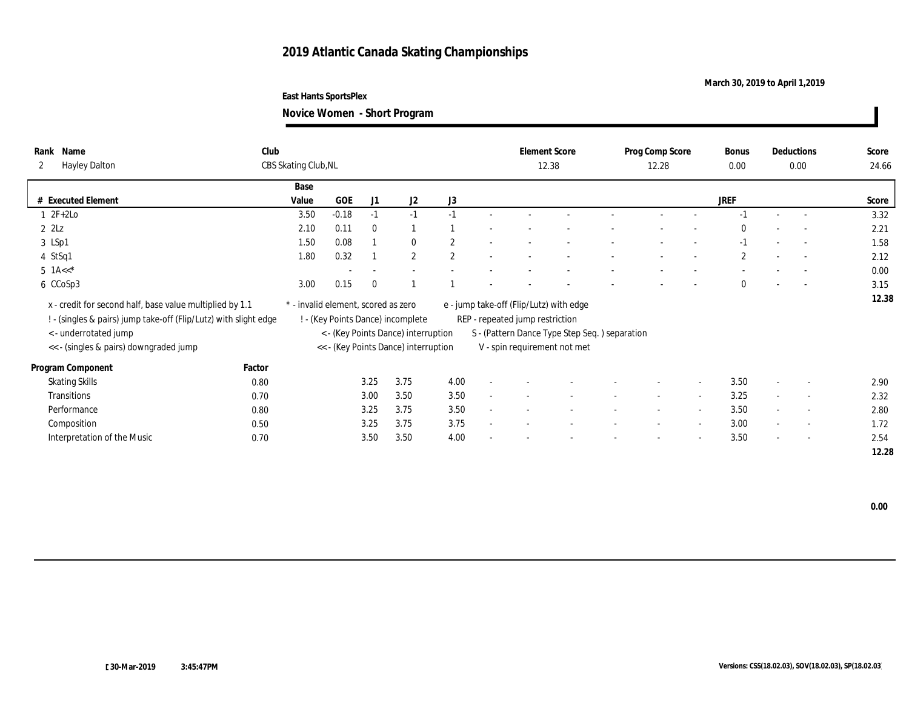# 2019 Atlantic Canada Skating Championships

March 30, 2019 to April 1,2019

East Hants SportsPlex

**Novice Women - Short Program**

| Rank | Name | Club | Element Score | Prog Comp Score | Bonus | Deductions | Score |
|---|---|---|---|---|---|---|---|
| 2 | Hayley Dalton | CBS Skating Club,NL | 12.38 | 12.28 | 0.00 | 0.00 | 24.66 |

| # | Executed Element | Base Value | GOE | J1 | J2 | J3 | | | | | | | | | JREF | | | Score |
|---|---|---|---|---|---|---|---|---|---|---|---|---|---|---|---|---|---|---|
| 1 | 2F+2Lo | 3.50 | -0.18 | -1 | -1 | -1 | - | - | - | - | - | - | - | - | -1 | - | - | 3.32 |
| 2 | 2Lz | 2.10 | 0.11 | 0 | 1 | 1 | - | - | - | - | - | - | - | - | 0 | - | - | 2.21 |
| 3 | LSp1 | 1.50 | 0.08 | 1 | 0 | 2 | - | - | - | - | - | - | - | - | -1 | - | - | 1.58 |
| 4 | StSq1 | 1.80 | 0.32 | 1 | 2 | 2 | - | - | - | - | - | - | - | - | 2 | - | - | 2.12 |
| 5 | 1A<<* | | - | - | - | - | - | - | - | - | - | - | - | - | - | - | - | 0.00 |
| 6 | CCoSp3 | 3.00 | 0.15 | 0 | 1 | 1 | - | - | - | - | - | - | - | - | 0 | - | - | 3.15 |
| | | | | | | | | | | | | | | | | | | 12.38 |

x - credit for second half, base value multiplied by 1.1
! - (singles & pairs) jump take-off (Flip/Lutz) with slight edge
< - underrotated jump
<< - (singles & pairs) downgraded jump
* - invalid element, scored as zero
! - (Key Points Dance) incomplete
< - (Key Points Dance) interruption
<< - (Key Points Dance) interruption
e - jump take-off (Flip/Lutz) with edge
REP - repeated jump restriction
S - (Pattern Dance Type Step Seq. ) separation
V - spin requirement not met

| Program Component | Factor | J1 | J2 | J3 | | | | | | | | | JREF | | | Score |
|---|---|---|---|---|---|---|---|---|---|---|---|---|---|---|---|---|
| Skating Skills | 0.80 | 3.25 | 3.75 | 4.00 | - | - | - | - | - | - | - | - | 3.50 | - | - | 2.90 |
| Transitions | 0.70 | 3.00 | 3.50 | 3.50 | - | - | - | - | - | - | - | - | 3.25 | - | - | 2.32 |
| Performance | 0.80 | 3.25 | 3.75 | 3.50 | - | - | - | - | - | - | - | - | 3.50 | - | - | 2.80 |
| Composition | 0.50 | 3.25 | 3.75 | 3.75 | - | - | - | - | - | - | - | - | 3.00 | - | - | 1.72 |
| Interpretation of the Music | 0.70 | 3.50 | 3.50 | 4.00 | - | - | - | - | - | - | - | - | 3.50 | - | - | 2.54 |
| | | | | | | | | | | | | | | | | 12.28 |

0.00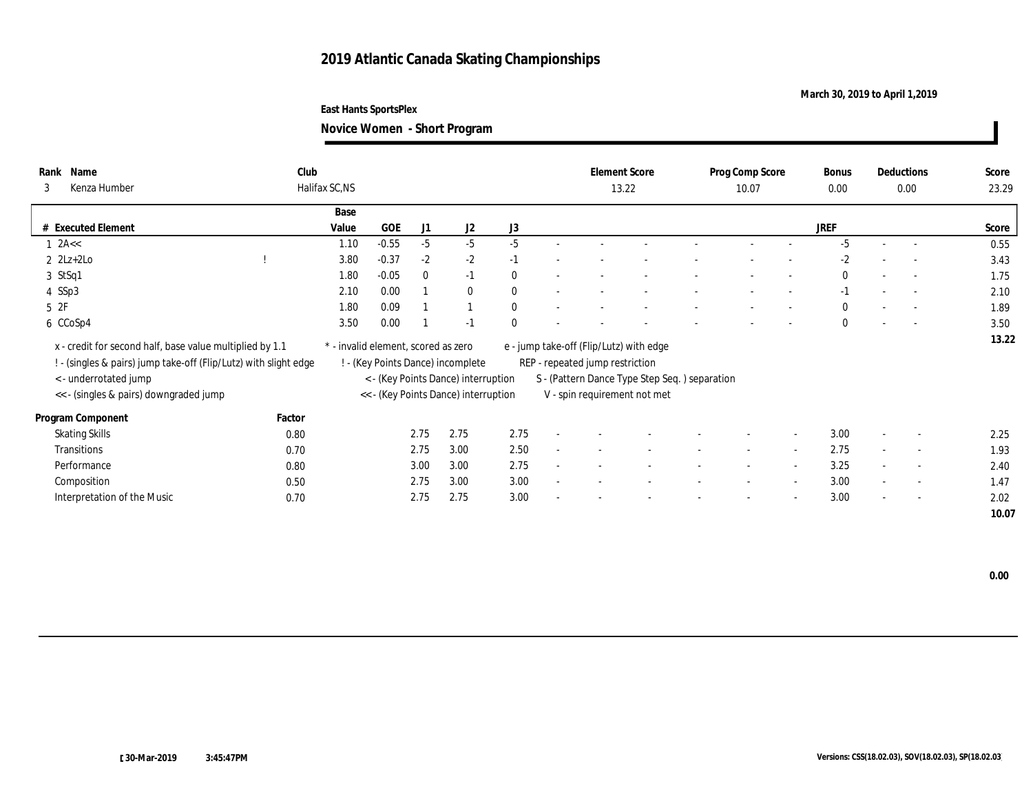# 2019 Atlantic Canada Skating Championships

**March 30, 2019 to April 1,2019**

**East Hants SportsPlex**

**Novice Women - Short Program**

| Rank | Name | Club | Element Score | Prog Comp Score | Bonus | Deductions | Score |
|---|---|---|---|---|---|---|---|
| 3 | Kenza Humber | Halifax SC,NS | 13.22 | 10.07 | 0.00 | 0.00 | 23.29 |

| # | Executed Element | | Base Value | GOE | J1 | J2 | J3 | | | | | | | | | JREF | | | Score |
|---|---|---|---|---|---|---|---|---|---|---|---|---|---|---|---|---|---|---|---|
| 1 | 2A<< | | 1.10 | -0.55 | -5 | -5 | -5 | - | - | - | - | - | - | - | - | -5 | - | - | 0.55 |
| 2 | 2Lz+2Lo | ! | 3.80 | -0.37 | -2 | -2 | -1 | - | - | - | - | - | - | - | - | -2 | - | - | 3.43 |
| 3 | StSq1 | | 1.80 | -0.05 | 0 | -1 | 0 | - | - | - | - | - | - | - | - | 0 | - | - | 1.75 |
| 4 | SSp3 | | 2.10 | 0.00 | 1 | 0 | 0 | - | - | - | - | - | - | - | - | -1 | - | - | 2.10 |
| 5 | 2F | | 1.80 | 0.09 | 1 | 1 | 0 | - | - | - | - | - | - | - | - | 0 | - | - | 1.89 |
| 6 | CCoSp4 | | 3.50 | 0.00 | 1 | -1 | 0 | - | - | - | - | - | - | - | - | 0 | - | - | 3.50 |
| | | | | | | | | | | | | | | | | | | | 13.22 |

x - credit for second half, base value multiplied by 1.1
! - (singles & pairs) jump take-off (Flip/Lutz) with slight edge
< - underrotated jump
<< - (singles & pairs) downgraded jump

* - invalid element, scored as zero
! - (Key Points Dance) incomplete
< - (Key Points Dance) interruption
<< - (Key Points Dance) interruption

e - jump take-off (Flip/Lutz) with edge
REP - repeated jump restriction
S - (Pattern Dance Type Step Seq. ) separation
V - spin requirement not met

| Program Component | Factor | J1 | J2 | J3 | | | | | | | | | JREF | | | Score |
|---|---|---|---|---|---|---|---|---|---|---|---|---|---|---|---|---|
| Skating Skills | 0.80 | 2.75 | 2.75 | 2.75 | - | - | - | - | - | - | - | - | 3.00 | - | - | 2.25 |
| Transitions | 0.70 | 2.75 | 3.00 | 2.50 | - | - | - | - | - | - | - | - | 2.75 | - | - | 1.93 |
| Performance | 0.80 | 3.00 | 3.00 | 2.75 | - | - | - | - | - | - | - | - | 3.25 | - | - | 2.40 |
| Composition | 0.50 | 2.75 | 3.00 | 3.00 | - | - | - | - | - | - | - | - | 3.00 | - | - | 1.47 |
| Interpretation of the Music | 0.70 | 2.75 | 2.75 | 3.00 | - | - | - | - | - | - | - | - | 3.00 | - | - | 2.02 |
| | | | | | | | | | | | | | | | | 10.07 |

**0.00**

30-Mar-2019 3:45:47PM

Versions: CSS(18.02.03), SOV(18.02.03), SP(18.02.03)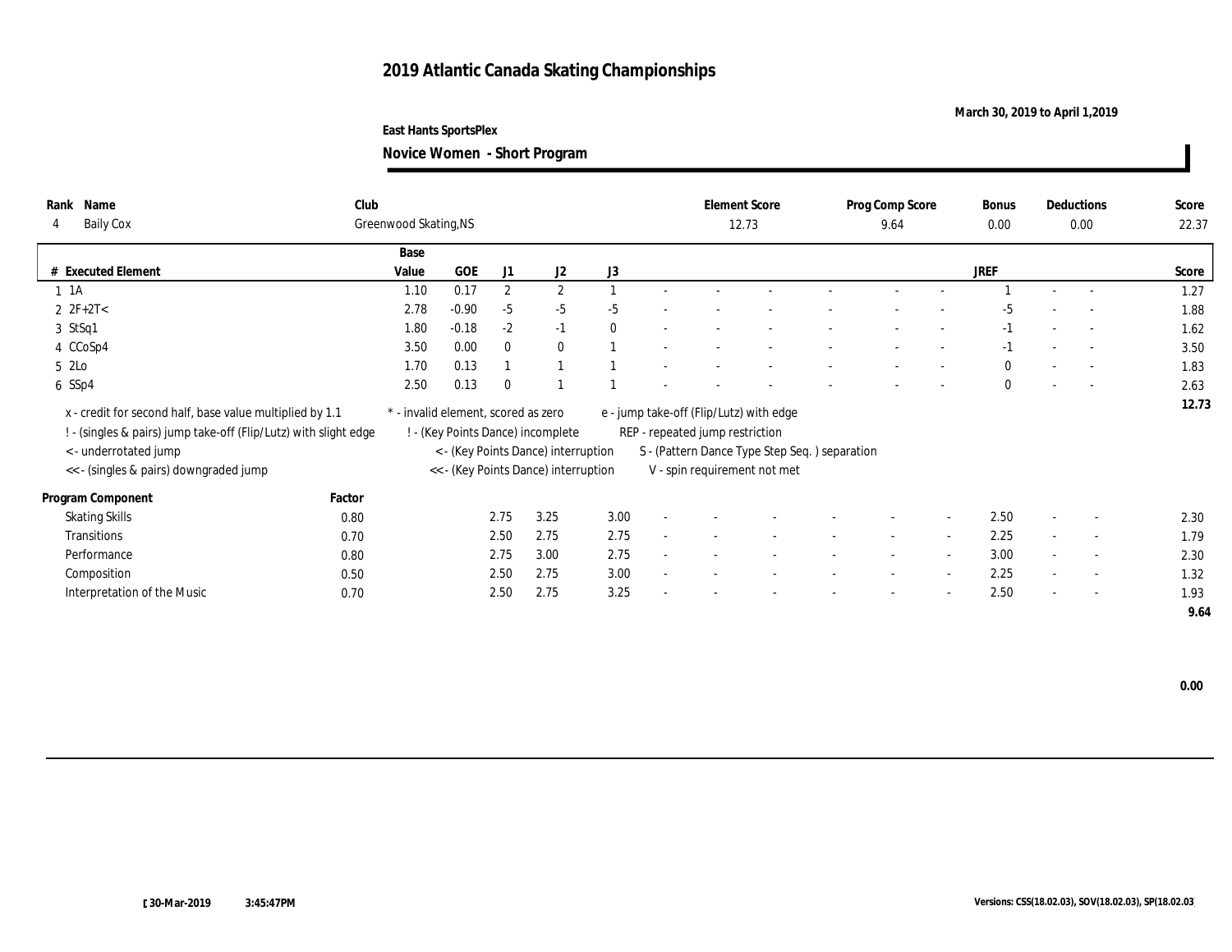# 2019 Atlantic Canada Skating Championships

**March 30, 2019 to April 1,2019**

**East Hants SportsPlex**

**Novice Women - Short Program**

| Rank | Name | Club | Element Score | Prog Comp Score | Bonus | Deductions | Score |
|---|---|---|---|---|---|---|---|
| 4 | Baily Cox | Greenwood Skating,NS | 12.73 | 9.64 | 0.00 | 0.00 | 22.37 |

| # | Executed Element | Base Value | GOE | J1 | J2 | J3 | | | | | | | | | JREF | | | Score |
|---|---|---|---|---|---|---|---|---|---|---|---|---|---|---|---|---|---|---|
| 1 | 1A | 1.10 | 0.17 | 2 | 2 | 1 | - | - | - | - | - | - | - | - | 1 | - | - | 1.27 |
| 2 | 2F+2T< | 2.78 | -0.90 | -5 | -5 | -5 | - | - | - | - | - | - | - | - | -5 | - | - | 1.88 |
| 3 | StSq1 | 1.80 | -0.18 | -2 | -1 | 0 | - | - | - | - | - | - | - | - | -1 | - | - | 1.62 |
| 4 | CCoSp4 | 3.50 | 0.00 | 0 | 0 | 1 | - | - | - | - | - | - | - | - | -1 | - | - | 3.50 |
| 5 | 2Lo | 1.70 | 0.13 | 1 | 1 | 1 | - | - | - | - | - | - | - | - | 0 | - | - | 1.83 |
| 6 | SSp4 | 2.50 | 0.13 | 0 | 1 | 1 | - | - | - | - | - | - | - | - | 0 | - | - | 2.63 |
| | | | | | | | | | | | | | | | | | | 12.73 |

x - credit for second half, base value multiplied by 1.1
! - (singles & pairs) jump take-off (Flip/Lutz) with slight edge
< - underrotated jump
<< - (singles & pairs) downgraded jump

* - invalid element, scored as zero
! - (Key Points Dance) incomplete
< - (Key Points Dance) interruption
<< - (Key Points Dance) interruption

e - jump take-off (Flip/Lutz) with edge
REP - repeated jump restriction
S - (Pattern Dance Type Step Seq. ) separation
V - spin requirement not met

| Program Component | Factor | J1 | J2 | J3 | | | | | | | | | JREF | | | Score |
|---|---|---|---|---|---|---|---|---|---|---|---|---|---|---|---|---|
| Skating Skills | 0.80 | 2.75 | 3.25 | 3.00 | - | - | - | - | - | - | - | - | 2.50 | - | - | 2.30 |
| Transitions | 0.70 | 2.50 | 2.75 | 2.75 | - | - | - | - | - | - | - | - | 2.25 | - | - | 1.79 |
| Performance | 0.80 | 2.75 | 3.00 | 2.75 | - | - | - | - | - | - | - | - | 3.00 | - | - | 2.30 |
| Composition | 0.50 | 2.50 | 2.75 | 3.00 | - | - | - | - | - | - | - | - | 2.25 | - | - | 1.32 |
| Interpretation of the Music | 0.70 | 2.50 | 2.75 | 3.25 | - | - | - | - | - | - | - | - | 2.50 | - | - | 1.93 |
| | | | | | | | | | | | | | | | | 9.64 |

**0.00**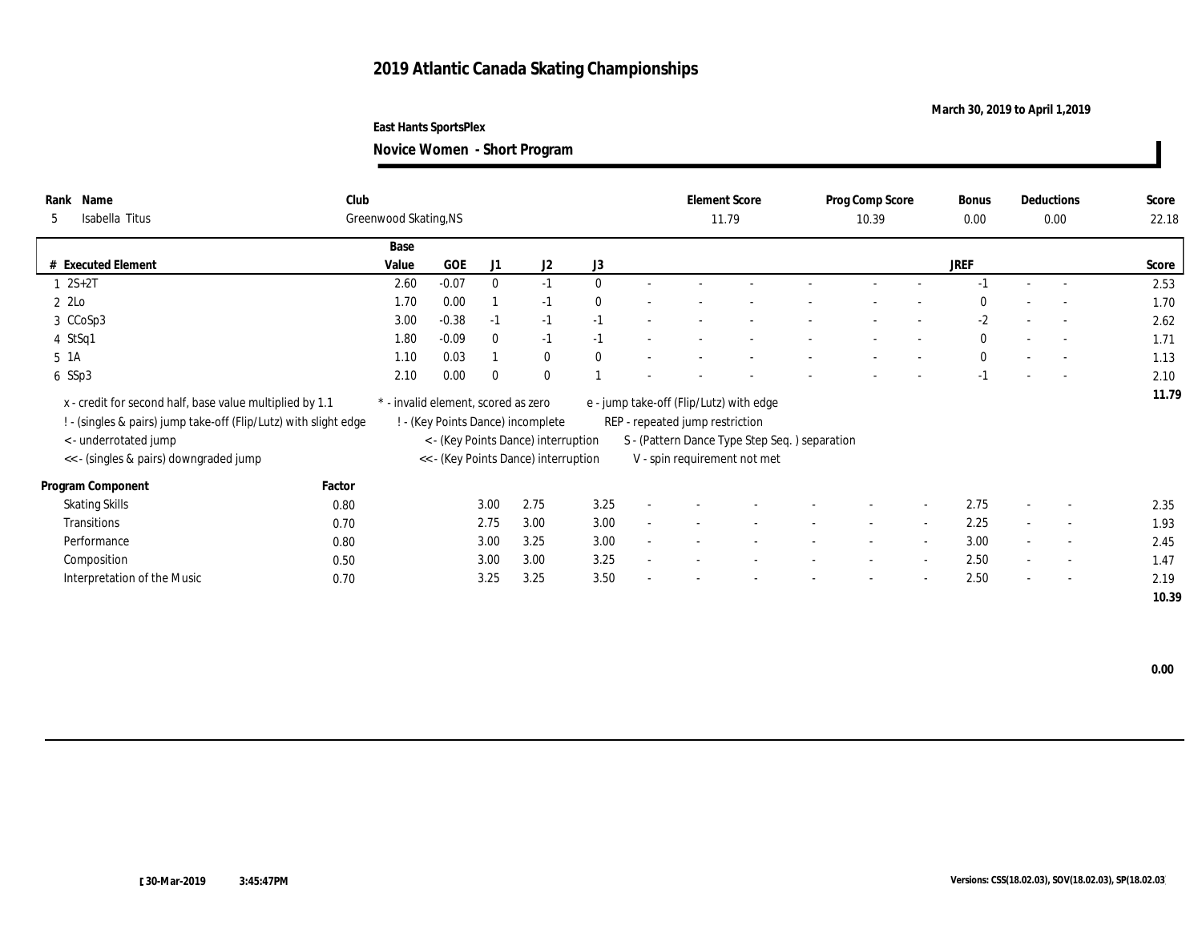# 2019 Atlantic Canada Skating Championships

**March 30, 2019 to April 1,2019**

**East Hants SportsPlex**

## Novice Women - Short Program

| Rank | Name | Club | Element Score | Prog Comp Score | Bonus | Deductions | Score |
|---|---|---|---|---|---|---|---|
| 5 | Isabella Titus | Greenwood Skating,NS | 11.79 | 10.39 | 0.00 | 0.00 | 22.18 |

| # | Executed Element | Base Value | GOE | J1 | J2 | J3 | | | | | | | | | JREF | | | Score |
|---|---|---|---|---|---|---|---|---|---|---|---|---|---|---|---|---|---|---|
| 1 | 2S+2T | 2.60 | -0.07 | 0 | -1 | 0 | - | - | - | - | - | - | - | - | -1 | - | - | 2.53 |
| 2 | 2Lo | 1.70 | 0.00 | 1 | -1 | 0 | - | - | - | - | - | - | - | - | 0 | - | - | 1.70 |
| 3 | CCoSp3 | 3.00 | -0.38 | -1 | -1 | -1 | - | - | - | - | - | - | - | - | -2 | - | - | 2.62 |
| 4 | StSq1 | 1.80 | -0.09 | 0 | -1 | -1 | - | - | - | - | - | - | - | - | 0 | - | - | 1.71 |
| 5 | 1A | 1.10 | 0.03 | 1 | 0 | 0 | - | - | - | - | - | - | - | - | 0 | - | - | 1.13 |
| 6 | SSp3 | 2.10 | 0.00 | 0 | 0 | 1 | - | - | - | - | - | - | - | - | -1 | - | - | 2.10 |
| | | | | | | | | | | | | | | | | | | 11.79 |

x - credit for second half, base value multiplied by 1.1
! - (singles & pairs) jump take-off (Flip/Lutz) with slight edge
< - underrotated jump
<< - (singles & pairs) downgraded jump
* - invalid element, scored as zero
! - (Key Points Dance) incomplete
< - (Key Points Dance) interruption
<< - (Key Points Dance) interruption
e - jump take-off (Flip/Lutz) with edge
REP - repeated jump restriction
S - (Pattern Dance Type Step Seq. ) separation
V - spin requirement not met

| Program Component | Factor | J1 | J2 | J3 | | | | | | | | | JREF | | | Score |
|---|---|---|---|---|---|---|---|---|---|---|---|---|---|---|---|---|
| Skating Skills | 0.80 | 3.00 | 2.75 | 3.25 | - | - | - | - | - | - | - | - | 2.75 | - | - | 2.35 |
| Transitions | 0.70 | 2.75 | 3.00 | 3.00 | - | - | - | - | - | - | - | - | 2.25 | - | - | 1.93 |
| Performance | 0.80 | 3.00 | 3.25 | 3.00 | - | - | - | - | - | - | - | - | 3.00 | - | - | 2.45 |
| Composition | 0.50 | 3.00 | 3.00 | 3.25 | - | - | - | - | - | - | - | - | 2.50 | - | - | 1.47 |
| Interpretation of the Music | 0.70 | 3.25 | 3.25 | 3.50 | - | - | - | - | - | - | - | - | 2.50 | - | - | 2.19 |
| | | | | | | | | | | | | | | | | 10.39 |

0.00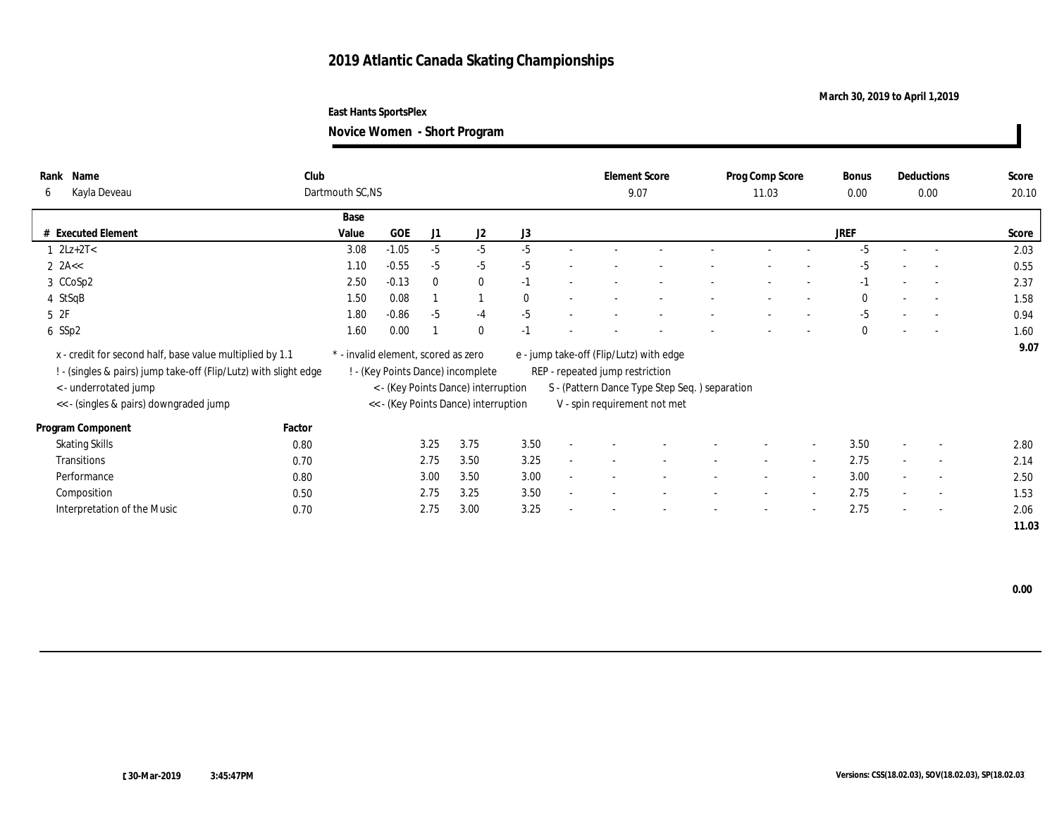# 2019 Atlantic Canada Skating Championships

March 30, 2019 to April 1,2019

East Hants SportsPlex

**Novice Women - Short Program**

| Rank | Name | Club | Element Score | Prog Comp Score | Bonus | Deductions | Score |
|---|---|---|---|---|---|---|---|
| 6 | Kayla Deveau | Dartmouth SC,NS | 9.07 | 11.03 | 0.00 | 0.00 | 20.10 |

| # | Executed Element | Base Value | GOE | J1 | J2 | J3 | | | | | | | | | JREF | | | Score |
|---|---|---|---|---|---|---|---|---|---|---|---|---|---|---|---|---|---|---|
| 1 | 2Lz+2T< | 3.08 | -1.05 | -5 | -5 | -5 | - | - | - | - | - | - | - | - | -5 | - | - | 2.03 |
| 2 | 2A<< | 1.10 | -0.55 | -5 | -5 | -5 | - | - | - | - | - | - | - | - | -5 | - | - | 0.55 |
| 3 | CCoSp2 | 2.50 | -0.13 | 0 | 0 | -1 | - | - | - | - | - | - | - | - | -1 | - | - | 2.37 |
| 4 | StSqB | 1.50 | 0.08 | 1 | 1 | 0 | - | - | - | - | - | - | - | - | 0 | - | - | 1.58 |
| 5 | 2F | 1.80 | -0.86 | -5 | -4 | -5 | - | - | - | - | - | - | - | - | -5 | - | - | 0.94 |
| 6 | SSp2 | 1.60 | 0.00 | 1 | 0 | -1 | - | - | - | - | - | - | - | - | 0 | - | - | 1.60 |
| | | | | | | | | | | | | | | | | | | 9.07 |

x - credit for second half, base value multiplied by 1.1
! - (singles & pairs) jump take-off (Flip/Lutz) with slight edge
< - underrotated jump
<< - (singles & pairs) downgraded jump
* - invalid element, scored as zero
! - (Key Points Dance) incomplete
< - (Key Points Dance) interruption
<< - (Key Points Dance) interruption
e - jump take-off (Flip/Lutz) with edge
REP - repeated jump restriction
S - (Pattern Dance Type Step Seq. ) separation
V - spin requirement not met

| Program Component | Factor | J1 | J2 | J3 | | | | | | | | | JREF | | | Score |
|---|---|---|---|---|---|---|---|---|---|---|---|---|---|---|---|---|
| Skating Skills | 0.80 | 3.25 | 3.75 | 3.50 | - | - | - | - | - | - | - | - | 3.50 | - | - | 2.80 |
| Transitions | 0.70 | 2.75 | 3.50 | 3.25 | - | - | - | - | - | - | - | - | 2.75 | - | - | 2.14 |
| Performance | 0.80 | 3.00 | 3.50 | 3.00 | - | - | - | - | - | - | - | - | 3.00 | - | - | 2.50 |
| Composition | 0.50 | 2.75 | 3.25 | 3.50 | - | - | - | - | - | - | - | - | 2.75 | - | - | 1.53 |
| Interpretation of the Music | 0.70 | 2.75 | 3.00 | 3.25 | - | - | - | - | - | - | - | - | 2.75 | - | - | 2.06 |
| | | | | | | | | | | | | | | | | 11.03 |

0.00

30-Mar-2019 3:45:47PM

Versions: CSS(18.02.03), SOV(18.02.03), SP(18.02.03)